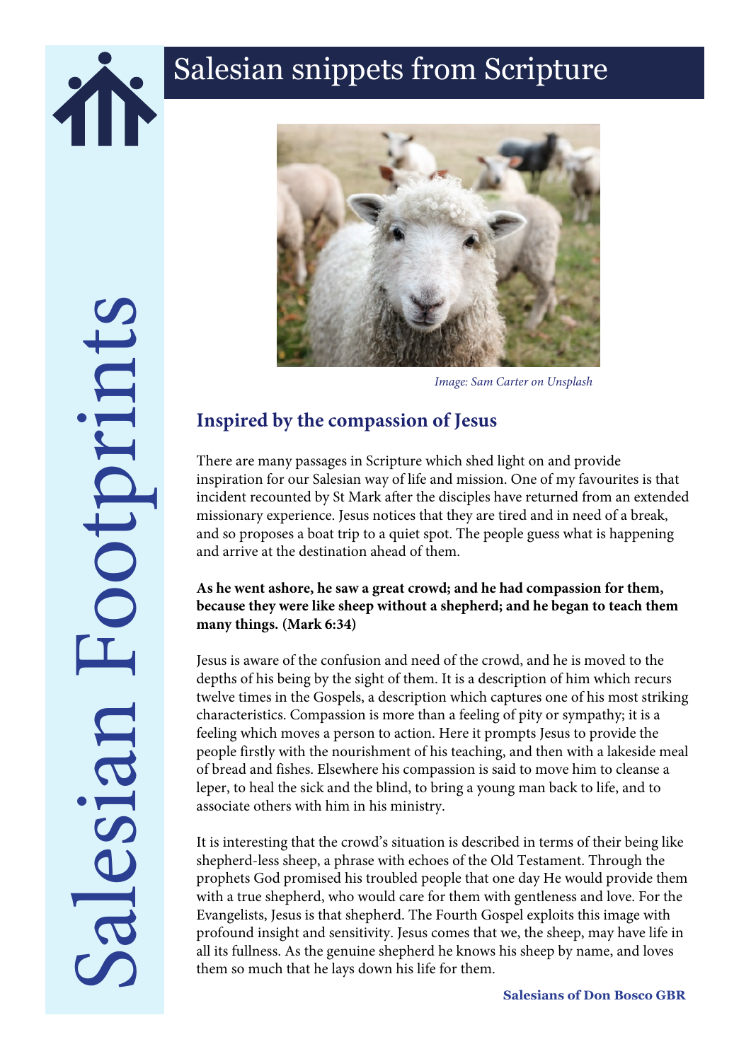# Salesian snippets from Scripture

Salesian Footprints

*Image: Sam Carter on Unsplash*

## Inspired by the compassion of Jesus

There are many passages in Scripture which shed light on and provide inspiration for our Salesian way of life and mission. One of my favourites is that incident recounted by St Mark after the disciples have returned from an extended missionary experience. Jesus notices that they are tired and in need of a break, and so proposes a boat trip to a quiet spot. The people guess what is happening and arrive at the destination ahead of them.

**As he went ashore, he saw a great crowd; and he had compassion for them, because they were like sheep without a shepherd; and he began to teach them many things. (Mark 6:34)**

Jesus is aware of the confusion and need of the crowd, and he is moved to the depths of his being by the sight of them. It is a description of him which recurs twelve times in the Gospels, a description which captures one of his most striking characteristics. Compassion is more than a feeling of pity or sympathy; it is a feeling which moves a person to action. Here it prompts Jesus to provide the people firstly with the nourishment of his teaching, and then with a lakeside meal of bread and fishes. Elsewhere his compassion is said to move him to cleanse a leper, to heal the sick and the blind, to bring a young man back to life, and to associate others with him in his ministry.

It is interesting that the crowd's situation is described in terms of their being like shepherd-less sheep, a phrase with echoes of the Old Testament. Through the prophets God promised his troubled people that one day He would provide them with a true shepherd, who would care for them with gentleness and love. For the Evangelists, Jesus is that shepherd. The Fourth Gospel exploits this image with profound insight and sensitivity. Jesus comes that we, the sheep, may have life in all its fullness. As the genuine shepherd he knows his sheep by name, and loves them so much that he lays down his life for them.

**Salesians of Don Bosco GBR**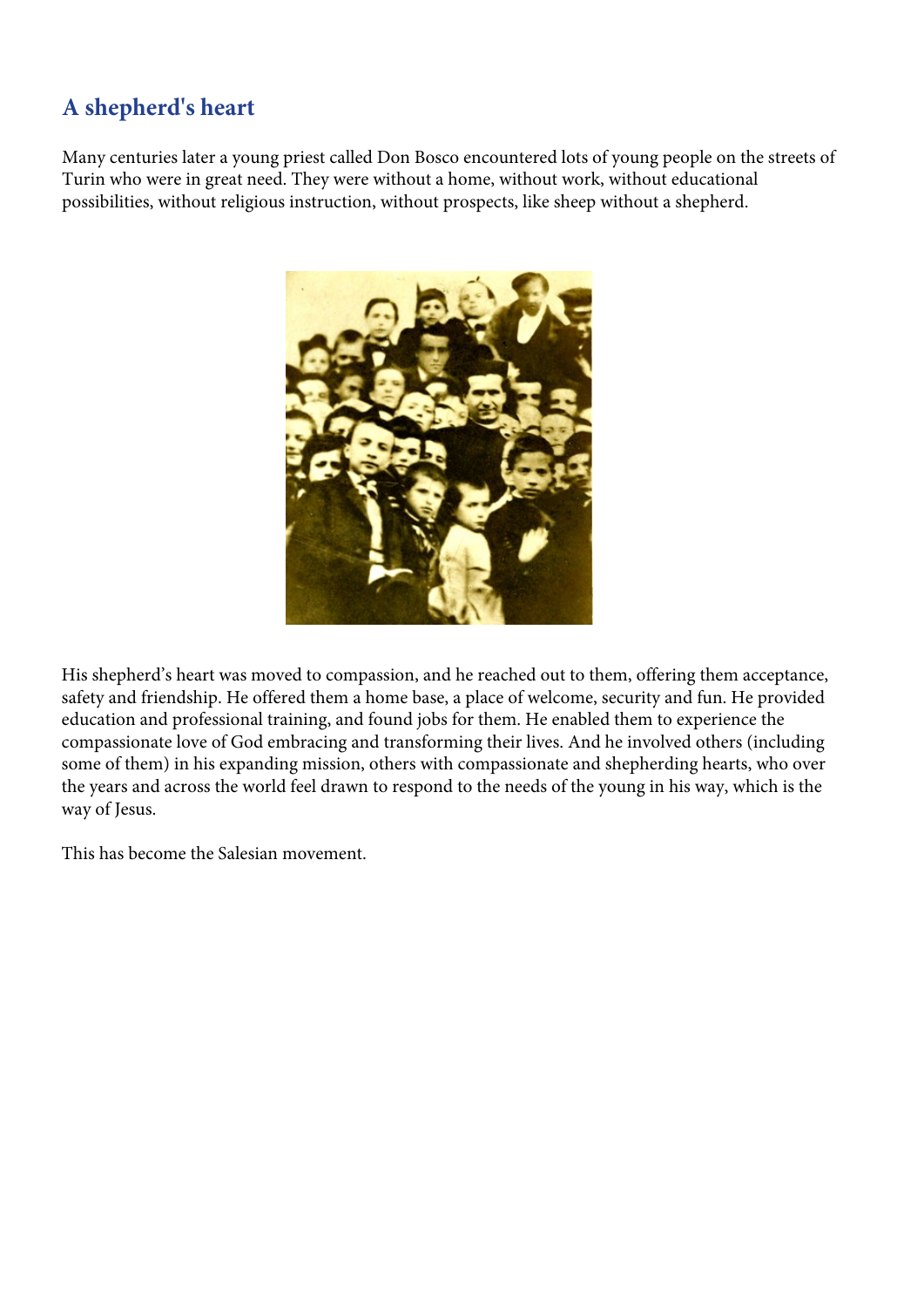## A shepherd's heart

Many centuries later a young priest called Don Bosco encountered lots of young people on the streets of Turin who were in great need. They were without a home, without work, without educational possibilities, without religious instruction, without prospects, like sheep without a shepherd.

His shepherd’s heart was moved to compassion, and he reached out to them, offering them acceptance, safety and friendship. He offered them a home base, a place of welcome, security and fun. He provided education and professional training, and found jobs for them. He enabled them to experience the compassionate love of God embracing and transforming their lives. And he involved others (including some of them) in his expanding mission, others with compassionate and shepherding hearts, who over the years and across the world feel drawn to respond to the needs of the young in his way, which is the way of Jesus.

This has become the Salesian movement.